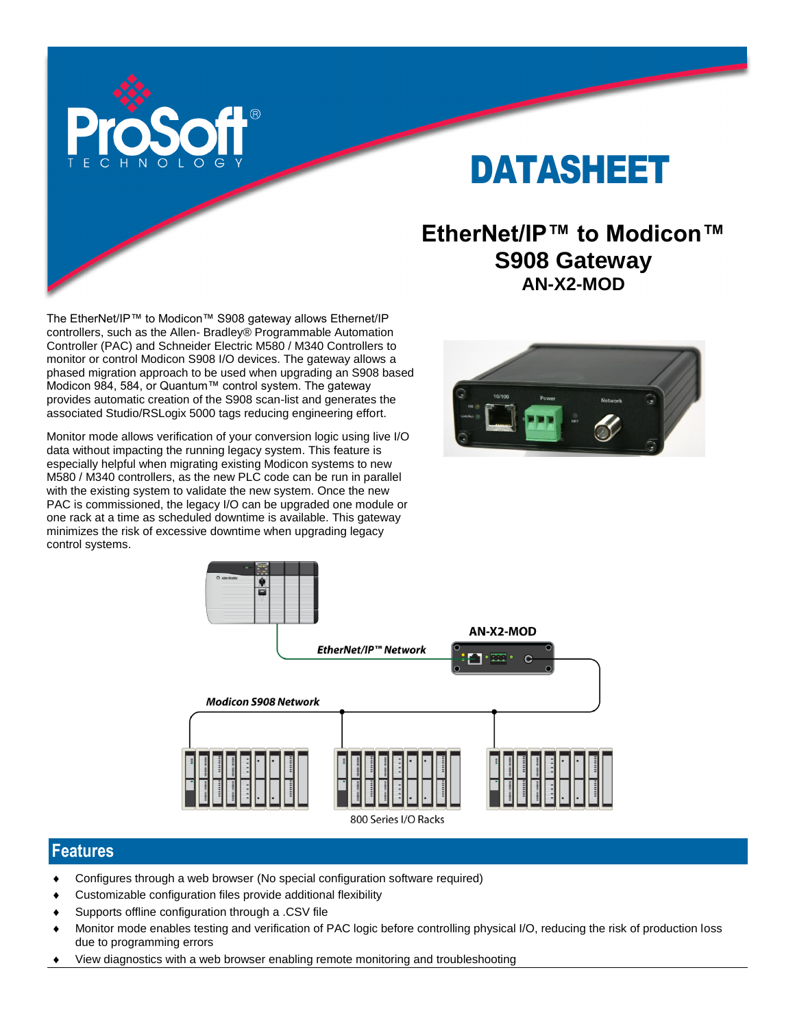# DATASHEET

## EtherNet/IP™ to Modicon™ S908 Gateway
### AN-X2-MOD

The EtherNet/IP™ to Modicon™ S908 gateway allows Ethernet/IP controllers, such as the Allen- Bradley® Programmable Automation Controller (PAC) and Schneider Electric M580 / M340 Controllers to monitor or control Modicon S908 I/O devices. The gateway allows a phased migration approach to be used when upgrading an S908 based Modicon 984, 584, or Quantum™ control system. The gateway provides automatic creation of the S908 scan-list and generates the associated Studio/RSLogix 5000 tags reducing engineering effort.

Monitor mode allows verification of your conversion logic using live I/O data without impacting the running legacy system. This feature is especially helpful when migrating existing Modicon systems to new M580 / M340 controllers, as the new PLC code can be run in parallel with the existing system to validate the new system. Once the new PAC is commissioned, the legacy I/O can be upgraded one module or one rack at a time as scheduled downtime is available. This gateway minimizes the risk of excessive downtime when upgrading legacy control systems.

## Features

- Configures through a web browser (No special configuration software required)
- Customizable configuration files provide additional flexibility
- Supports offline configuration through a .CSV file
- Monitor mode enables testing and verification of PAC logic before controlling physical I/O, reducing the risk of production loss due to programming errors
- View diagnostics with a web browser enabling remote monitoring and troubleshooting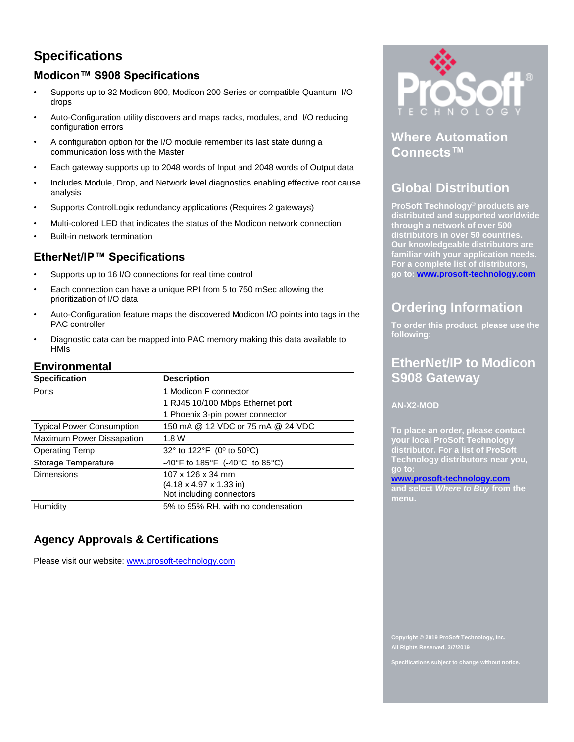# Specifications

## Modicon™ S908 Specifications

- Supports up to 32 Modicon 800, Modicon 200 Series or compatible Quantum I/O drops
- Auto-Configuration utility discovers and maps racks, modules, and I/O reducing configuration errors
- A configuration option for the I/O module remember its last state during a communication loss with the Master
- Each gateway supports up to 2048 words of Input and 2048 words of Output data
- Includes Module, Drop, and Network level diagnostics enabling effective root cause analysis
- Supports ControlLogix redundancy applications (Requires 2 gateways)
- Multi-colored LED that indicates the status of the Modicon network connection
- Built-in network termination

## EtherNet/IP™ Specifications

- Supports up to 16 I/O connections for real time control
- Each connection can have a unique RPI from 5 to 750 mSec allowing the prioritization of I/O data
- Auto-Configuration feature maps the discovered Modicon I/O points into tags in the PAC controller
- Diagnostic data can be mapped into PAC memory making this data available to HMIs

## Environmental

| Specification | Description |
|---|---|
| Ports | 1 Modicon F connector<br>1 RJ45 10/100 Mbps Ethernet port<br>1 Phoenix 3-pin power connector |
| Typical Power Consumption | 150 mA @ 12 VDC or 75 mA @ 24 VDC |
| Maximum Power Dissapation | 1.8 W |
| Operating Temp | 32° to 122°F (0º to 50ºC) |
| Storage Temperature | -40°F to 185°F (-40°C to 85°C) |
| Dimensions | 107 x 126 x 34 mm<br>(4.18 x 4.97 x 1.33 in)<br>Not including connectors |
| Humidity | 5% to 95% RH, with no condensation |

## Agency Approvals & Certifications

Please visit our website: www.prosoft-technology.com

ProSoft TECHNOLOGY

## Where Automation Connects™

## Global Distribution

**ProSoft Technology® products are distributed and supported worldwide through a network of over 500 distributors in over 50 countries. Our knowledgeable distributors are familiar with your application needs. For a complete list of distributors, go to: www.prosoft-technology.com**

## Ordering Information

**To order this product, please use the following:**

## EtherNet/IP to Modicon S908 Gateway

**AN-X2-MOD**

**To place an order, please contact your local ProSoft Technology distributor. For a list of ProSoft Technology distributors near you, go to: www.prosoft-technology.com and select *Where to Buy* from the menu.**

Copyright © 2019 ProSoft Technology, Inc.
All Rights Reserved. 3/7/2019

Specifications subject to change without notice.